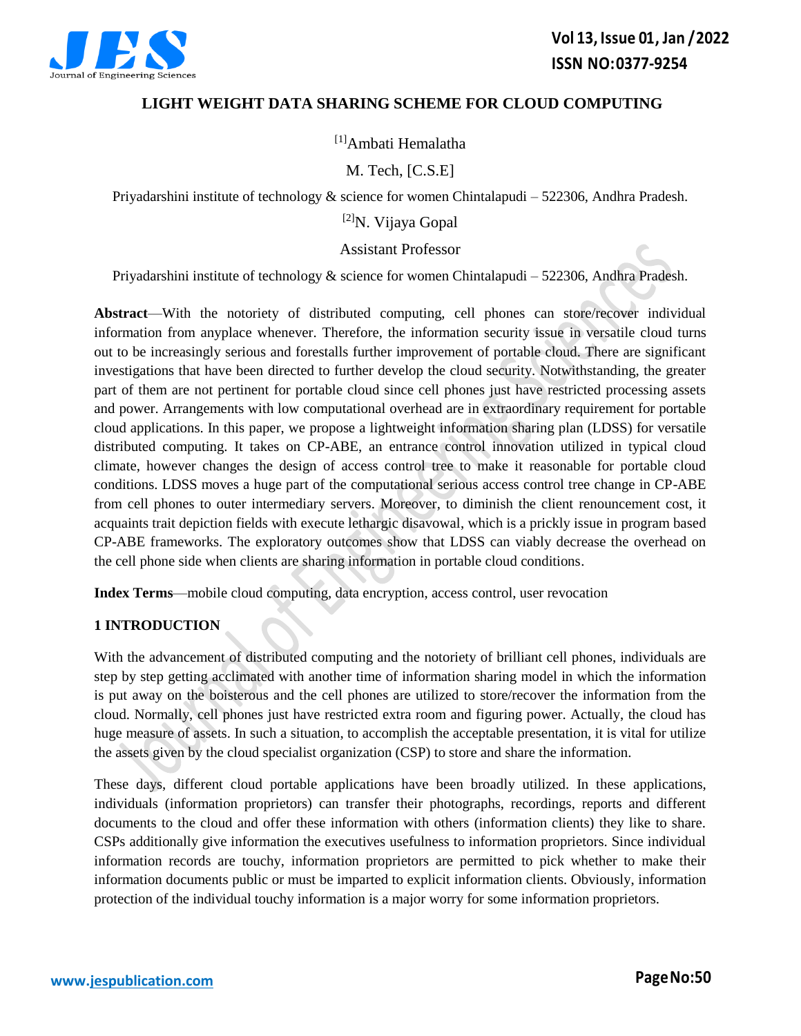# LIGHT WEIGHT DATA SHARING SCHEME FOR CLOUD COMPUTING

[1]Ambati Hemalatha

M. Tech, [C.S.E]

Priyadarshini institute of technology & science for women Chintalapudi – 522306, Andhra Pradesh.

[2]N. Vijaya Gopal

Assistant Professor

Priyadarshini institute of technology & science for women Chintalapudi – 522306, Andhra Pradesh.

**Abstract**—With the notoriety of distributed computing, cell phones can store/recover individual information from anyplace whenever. Therefore, the information security issue in versatile cloud turns out to be increasingly serious and forestalls further improvement of portable cloud. There are significant investigations that have been directed to further develop the cloud security. Notwithstanding, the greater part of them are not pertinent for portable cloud since cell phones just have restricted processing assets and power. Arrangements with low computational overhead are in extraordinary requirement for portable cloud applications. In this paper, we propose a lightweight information sharing plan (LDSS) for versatile distributed computing. It takes on CP-ABE, an entrance control innovation utilized in typical cloud climate, however changes the design of access control tree to make it reasonable for portable cloud conditions. LDSS moves a huge part of the computational serious access control tree change in CP-ABE from cell phones to outer intermediary servers. Moreover, to diminish the client renouncement cost, it acquaints trait depiction fields with execute lethargic disavowal, which is a prickly issue in program based CP-ABE frameworks. The exploratory outcomes show that LDSS can viably decrease the overhead on the cell phone side when clients are sharing information in portable cloud conditions.

**Index Terms**—mobile cloud computing, data encryption, access control, user revocation

## 1 INTRODUCTION

With the advancement of distributed computing and the notoriety of brilliant cell phones, individuals are step by step getting acclimated with another time of information sharing model in which the information is put away on the boisterous and the cell phones are utilized to store/recover the information from the cloud. Normally, cell phones just have restricted extra room and figuring power. Actually, the cloud has huge measure of assets. In such a situation, to accomplish the acceptable presentation, it is vital for utilize the assets given by the cloud specialist organization (CSP) to store and share the information.

These days, different cloud portable applications have been broadly utilized. In these applications, individuals (information proprietors) can transfer their photographs, recordings, reports and different documents to the cloud and offer these information with others (information clients) they like to share. CSPs additionally give information the executives usefulness to information proprietors. Since individual information records are touchy, information proprietors are permitted to pick whether to make their information documents public or must be imparted to explicit information clients. Obviously, information protection of the individual touchy information is a major worry for some information proprietors.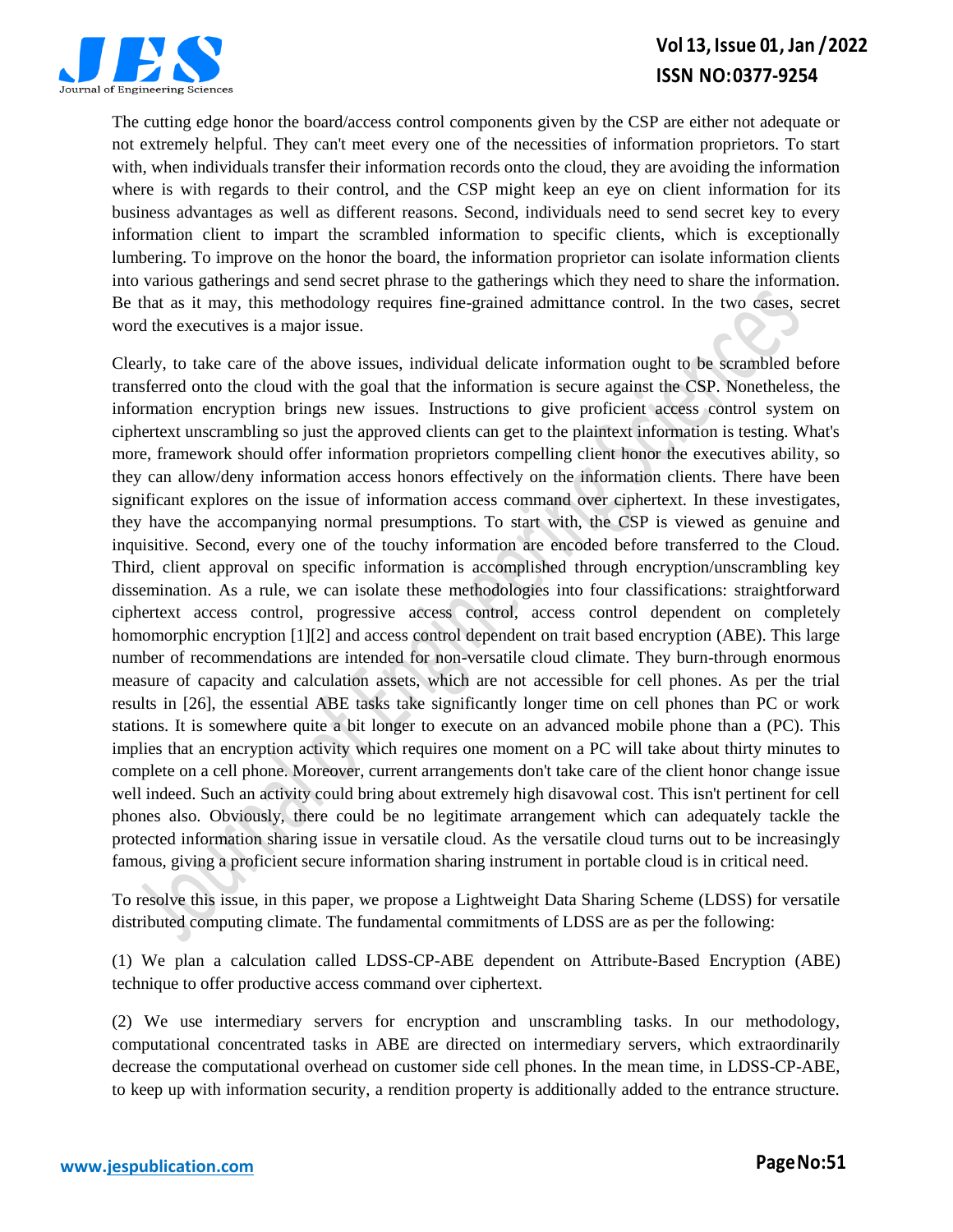The cutting edge honor the board/access control components given by the CSP are either not adequate or not extremely helpful. They can't meet every one of the necessities of information proprietors. To start with, when individuals transfer their information records onto the cloud, they are avoiding the information where is with regards to their control, and the CSP might keep an eye on client information for its business advantages as well as different reasons. Second, individuals need to send secret key to every information client to impart the scrambled information to specific clients, which is exceptionally lumbering. To improve on the honor the board, the information proprietor can isolate information clients into various gatherings and send secret phrase to the gatherings which they need to share the information. Be that as it may, this methodology requires fine-grained admittance control. In the two cases, secret word the executives is a major issue.

Clearly, to take care of the above issues, individual delicate information ought to be scrambled before transferred onto the cloud with the goal that the information is secure against the CSP. Nonetheless, the information encryption brings new issues. Instructions to give proficient access control system on ciphertext unscrambling so just the approved clients can get to the plaintext information is testing. What's more, framework should offer information proprietors compelling client honor the executives ability, so they can allow/deny information access honors effectively on the information clients. There have been significant explores on the issue of information access command over ciphertext. In these investigates, they have the accompanying normal presumptions. To start with, the CSP is viewed as genuine and inquisitive. Second, every one of the touchy information are encoded before transferred to the Cloud. Third, client approval on specific information is accomplished through encryption/unscrambling key dissemination. As a rule, we can isolate these methodologies into four classifications: straightforward ciphertext access control, progressive access control, access control dependent on completely homomorphic encryption [1][2] and access control dependent on trait based encryption (ABE). This large number of recommendations are intended for non-versatile cloud climate. They burn-through enormous measure of capacity and calculation assets, which are not accessible for cell phones. As per the trial results in [26], the essential ABE tasks take significantly longer time on cell phones than PC or work stations. It is somewhere quite a bit longer to execute on an advanced mobile phone than a (PC). This implies that an encryption activity which requires one moment on a PC will take about thirty minutes to complete on a cell phone. Moreover, current arrangements don't take care of the client honor change issue well indeed. Such an activity could bring about extremely high disavowal cost. This isn't pertinent for cell phones also. Obviously, there could be no legitimate arrangement which can adequately tackle the protected information sharing issue in versatile cloud. As the versatile cloud turns out to be increasingly famous, giving a proficient secure information sharing instrument in portable cloud is in critical need.

To resolve this issue, in this paper, we propose a Lightweight Data Sharing Scheme (LDSS) for versatile distributed computing climate. The fundamental commitments of LDSS are as per the following:

(1) We plan a calculation called LDSS-CP-ABE dependent on Attribute-Based Encryption (ABE) technique to offer productive access command over ciphertext.

(2) We use intermediary servers for encryption and unscrambling tasks. In our methodology, computational concentrated tasks in ABE are directed on intermediary servers, which extraordinarily decrease the computational overhead on customer side cell phones. In the mean time, in LDSS-CP-ABE, to keep up with information security, a rendition property is additionally added to the entrance structure.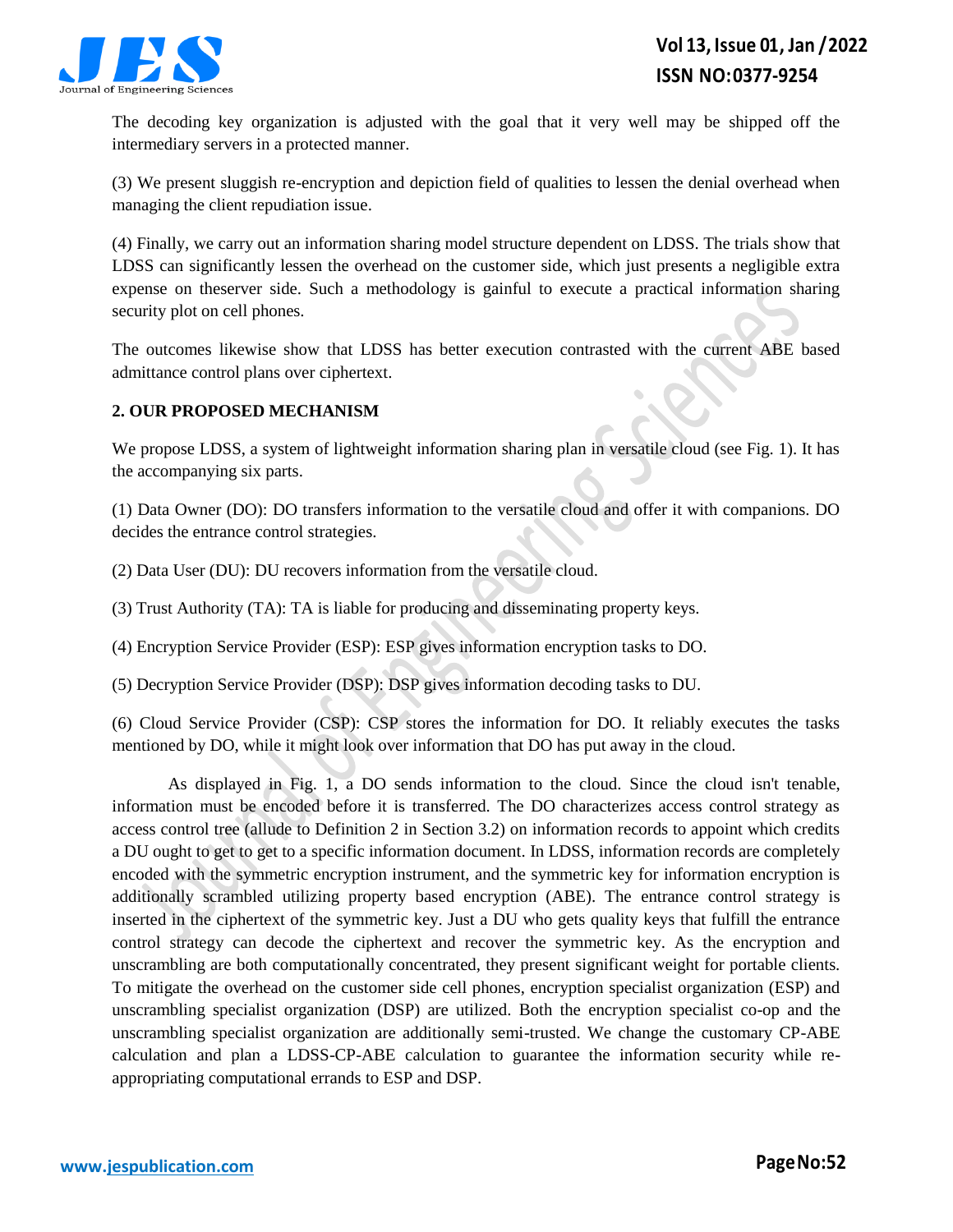The decoding key organization is adjusted with the goal that it very well may be shipped off the intermediary servers in a protected manner.

(3) We present sluggish re-encryption and depiction field of qualities to lessen the denial overhead when managing the client repudiation issue.

(4) Finally, we carry out an information sharing model structure dependent on LDSS. The trials show that LDSS can significantly lessen the overhead on the customer side, which just presents a negligible extra expense on theserver side. Such a methodology is gainful to execute a practical information sharing security plot on cell phones.

The outcomes likewise show that LDSS has better execution contrasted with the current ABE based admittance control plans over ciphertext.

## 2. OUR PROPOSED MECHANISM

We propose LDSS, a system of lightweight information sharing plan in versatile cloud (see Fig. 1). It has the accompanying six parts.

(1) Data Owner (DO): DO transfers information to the versatile cloud and offer it with companions. DO decides the entrance control strategies.

(2) Data User (DU): DU recovers information from the versatile cloud.

(3) Trust Authority (TA): TA is liable for producing and disseminating property keys.

(4) Encryption Service Provider (ESP): ESP gives information encryption tasks to DO.

(5) Decryption Service Provider (DSP): DSP gives information decoding tasks to DU.

(6) Cloud Service Provider (CSP): CSP stores the information for DO. It reliably executes the tasks mentioned by DO, while it might look over information that DO has put away in the cloud.

As displayed in Fig. 1, a DO sends information to the cloud. Since the cloud isn't tenable, information must be encoded before it is transferred. The DO characterizes access control strategy as access control tree (allude to Definition 2 in Section 3.2) on information records to appoint which credits a DU ought to get to get to a specific information document. In LDSS, information records are completely encoded with the symmetric encryption instrument, and the symmetric key for information encryption is additionally scrambled utilizing property based encryption (ABE). The entrance control strategy is inserted in the ciphertext of the symmetric key. Just a DU who gets quality keys that fulfill the entrance control strategy can decode the ciphertext and recover the symmetric key. As the encryption and unscrambling are both computationally concentrated, they present significant weight for portable clients. To mitigate the overhead on the customer side cell phones, encryption specialist organization (ESP) and unscrambling specialist organization (DSP) are utilized. Both the encryption specialist co-op and the unscrambling specialist organization are additionally semi-trusted. We change the customary CP-ABE calculation and plan a LDSS-CP-ABE calculation to guarantee the information security while re-appropriating computational errands to ESP and DSP.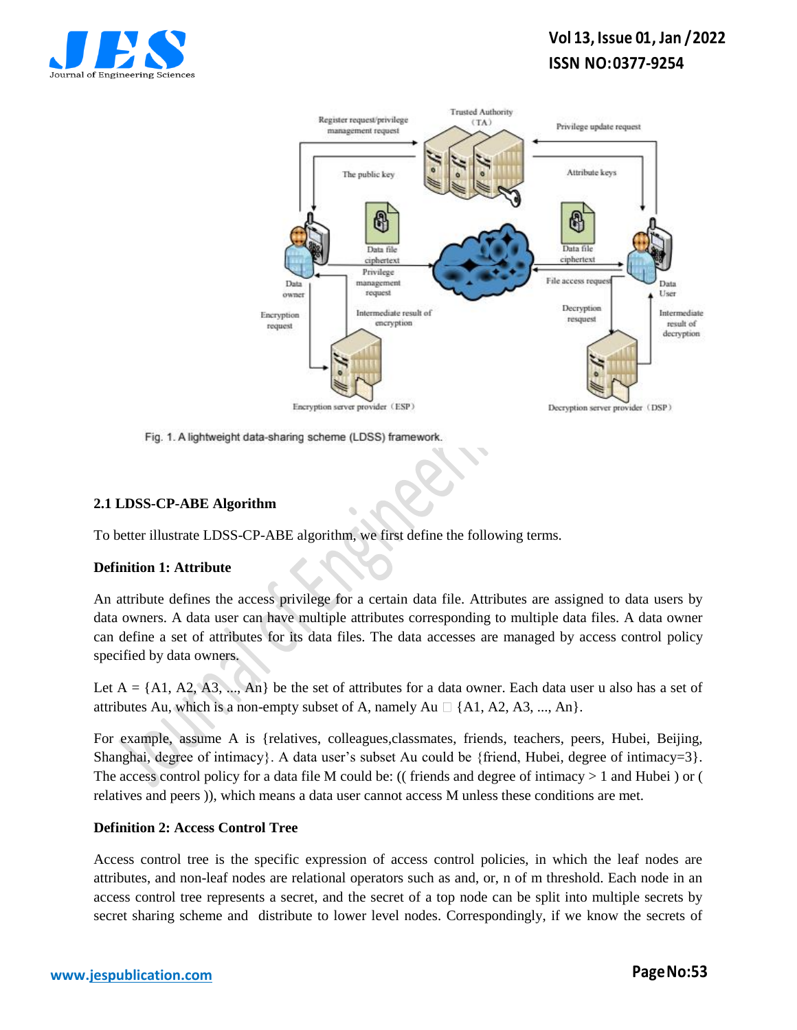Fig. 1. A lightweight data-sharing scheme (LDSS) framework.

### 2.1 LDSS-CP-ABE Algorithm

To better illustrate LDSS-CP-ABE algorithm, we first define the following terms.

**Definition 1: Attribute**

An attribute defines the access privilege for a certain data file. Attributes are assigned to data users by data owners. A data user can have multiple attributes corresponding to multiple data files. A data owner can define a set of attributes for its data files. The data accesses are managed by access control policy specified by data owners.

Let A = {A1, A2, A3, ..., An} be the set of attributes for a data owner. Each data user u also has a set of attributes Au, which is a non-empty subset of A, namely Au ⊆ {A1, A2, A3, ..., An}.

For example, assume A is {relatives, colleagues,classmates, friends, teachers, peers, Hubei, Beijing, Shanghai, degree of intimacy}. A data user's subset Au could be {friend, Hubei, degree of intimacy=3}. The access control policy for a data file M could be: (( friends and degree of intimacy > 1 and Hubei ) or ( relatives and peers )), which means a data user cannot access M unless these conditions are met.

**Definition 2: Access Control Tree**

Access control tree is the specific expression of access control policies, in which the leaf nodes are attributes, and non-leaf nodes are relational operators such as and, or, n of m threshold. Each node in an access control tree represents a secret, and the secret of a top node can be split into multiple secrets by secret sharing scheme and distribute to lower level nodes. Correspondingly, if we know the secrets of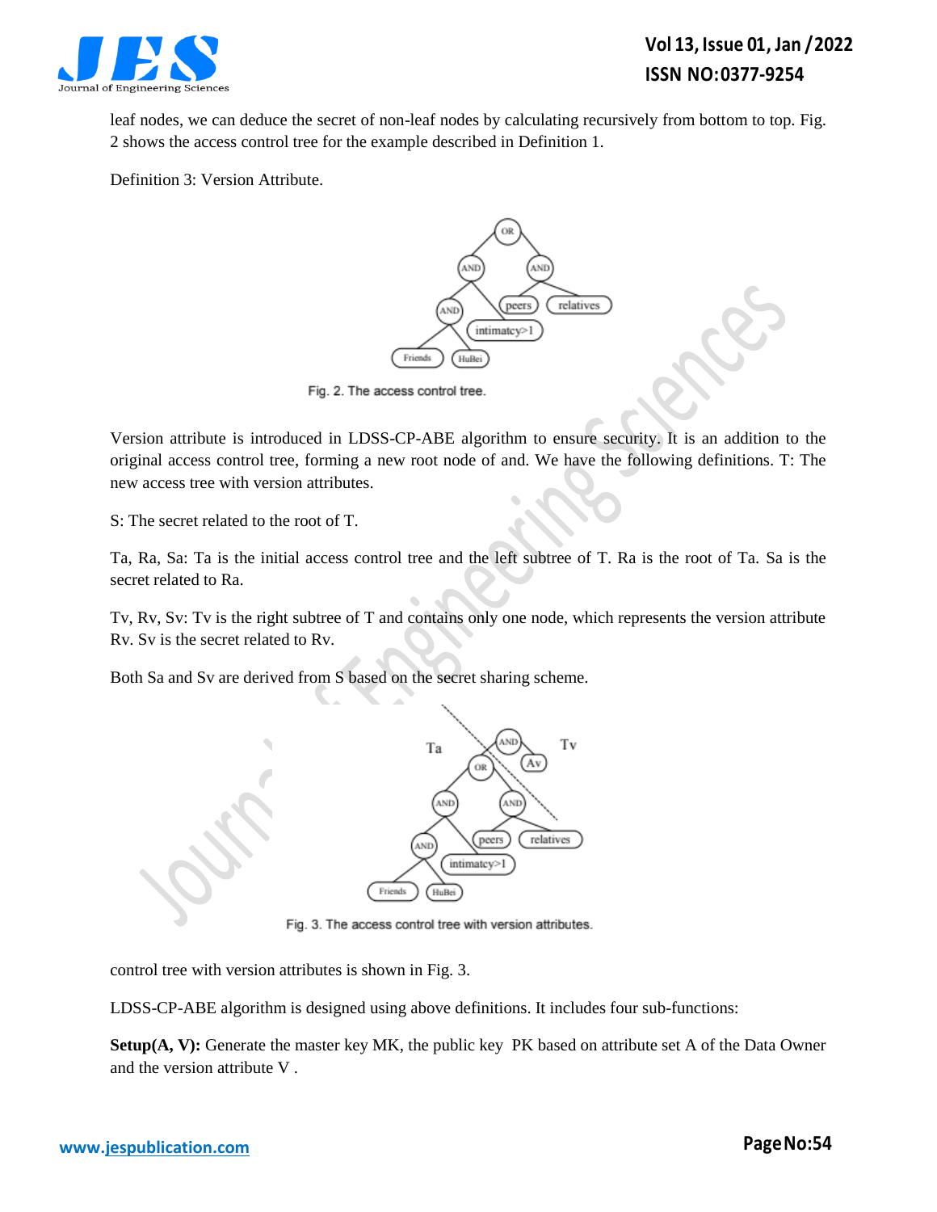leaf nodes, we can deduce the secret of non-leaf nodes by calculating recursively from bottom to top. Fig. 2 shows the access control tree for the example described in Definition 1.

Definition 3: Version Attribute.

Fig. 2. The access control tree.

Version attribute is introduced in LDSS-CP-ABE algorithm to ensure security. It is an addition to the original access control tree, forming a new root node of and. We have the following definitions. T: The new access tree with version attributes.

S: The secret related to the root of T.

Ta, Ra, Sa: Ta is the initial access control tree and the left subtree of T. Ra is the root of Ta. Sa is the secret related to Ra.

Tv, Rv, Sv: Tv is the right subtree of T and contains only one node, which represents the version attribute Rv. Sv is the secret related to Rv.

Both Sa and Sv are derived from S based on the secret sharing scheme.

Fig. 3. The access control tree with version attributes.

control tree with version attributes is shown in Fig. 3.

LDSS-CP-ABE algorithm is designed using above definitions. It includes four sub-functions:

**Setup(A, V):** Generate the master key MK, the public key PK based on attribute set A of the Data Owner and the version attribute V .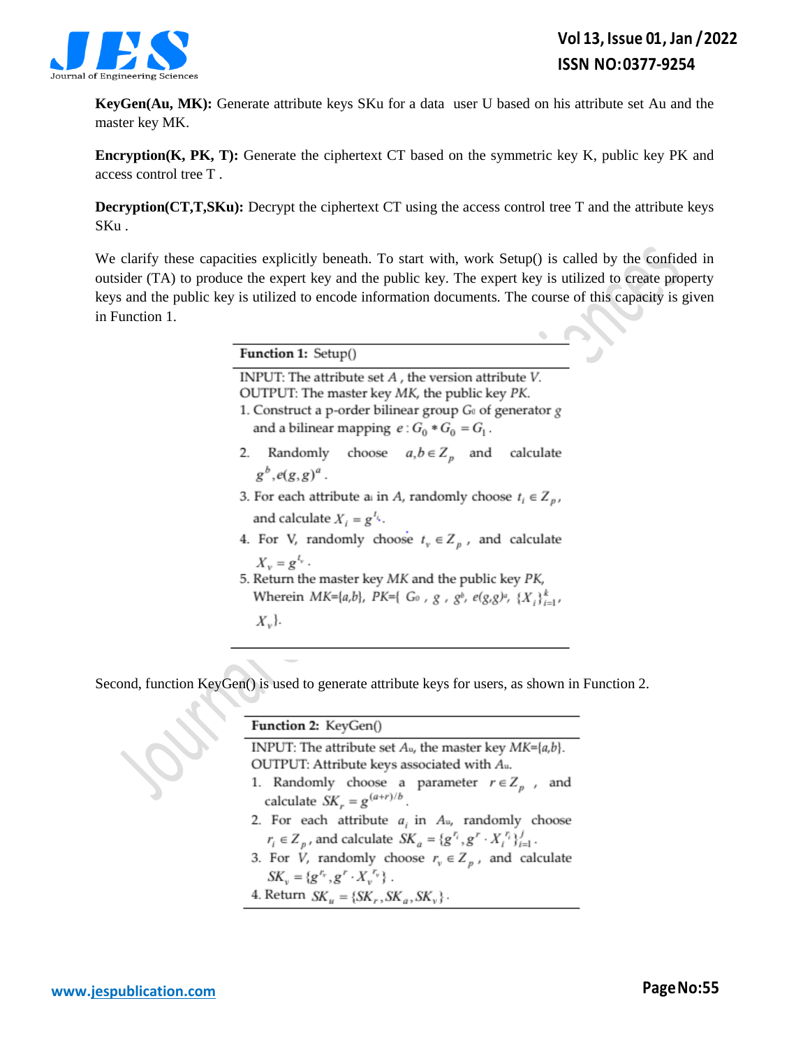**KeyGen(Au, MK):** Generate attribute keys SKu for a data user U based on his attribute set Au and the master key MK.

**Encryption(K, PK, T):** Generate the ciphertext CT based on the symmetric key K, public key PK and access control tree T .

**Decryption(CT,T,SKu):** Decrypt the ciphertext CT using the access control tree T and the attribute keys SKu .

We clarify these capacities explicitly beneath. To start with, work Setup() is called by the confided in outsider (TA) to produce the expert key and the public key. The expert key is utilized to create property keys and the public key is utilized to encode information documents. The course of this capacity is given in Function 1.

---

**Function 1:** Setup()

INPUT: The attribute set $A$, the version attribute $V$.
OUTPUT: The master key $MK$, the public key $PK$.

1. Construct a p-order bilinear group $G_0$ of generator $g$ and a bilinear mapping $e : G_0 * G_0 = G_1$.
2. Randomly choose $a, b \in Z_p$ and calculate $g^b, e(g,g)^a$.
3. For each attribute $a_i$ in $A$, randomly choose $t_i \in Z_p$, and calculate $X_i = g^{t_i}$.
4. For V, randomly choose $t_v \in Z_p$, and calculate $X_v = g^{t_v}$.
5. Return the master key $MK$ and the public key $PK$, Wherein $MK=\{a,b\}$, $PK=\{ G_0 , g , g^b, e(g,g)^a, \{X_i\}_{i=1}^{k}, X_v\}$.

---

Second, function KeyGen() is used to generate attribute keys for users, as shown in Function 2.

---

**Function 2:** KeyGen()

INPUT: The attribute set $A_u$, the master key $MK=\{a,b\}$.
OUTPUT: Attribute keys associated with $A_u$.

1. Randomly choose a parameter $r \in Z_p$, and calculate $SK_r = g^{(a+r)/b}$.
2. For each attribute $a_i$ in $A_u$, randomly choose $r_i \in Z_p$, and calculate $SK_a = \{g^{r_i}, g^r \cdot X_i^{r_i}\}_{i=1}^{j}$.
3. For $V$, randomly choose $r_v \in Z_p$, and calculate $SK_v = \{g^{r_v}, g^r \cdot X_v^{r_v}\}$.
4. Return $SK_u = \{SK_r, SK_a, SK_v\}$.

---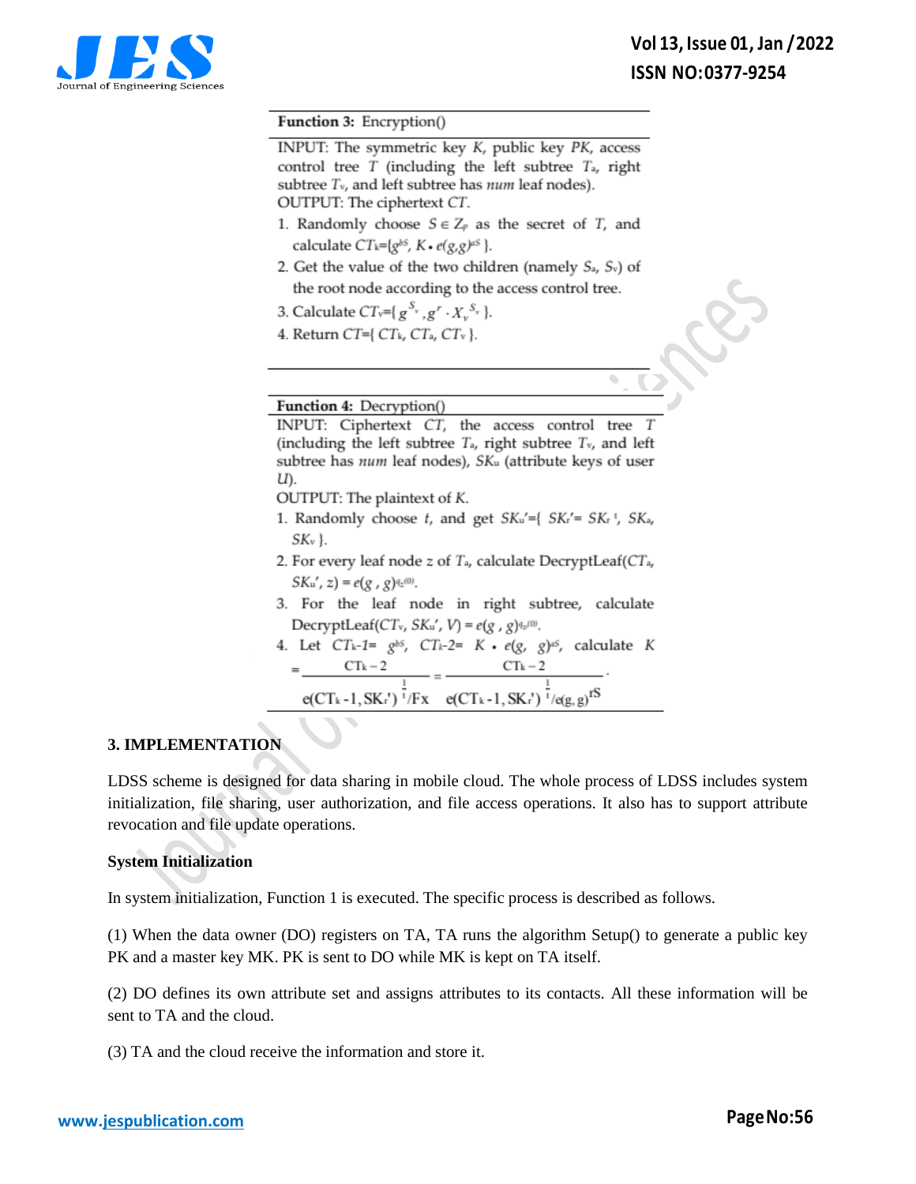**Function 3:** Encryption()

INPUT: The symmetric key $K$, public key $PK$, access control tree $T$ (including the left subtree $T_a$, right subtree $T_v$, and left subtree has $num$ leaf nodes).
OUTPUT: The ciphertext $CT$.

1. Randomly choose $S \in Z_p$ as the secret of $T$, and calculate $CT_k=\{g^{bS}, K \bullet e(g,g)^{\mu S}\}$.
2. Get the value of the two children (namely $S_a$, $S_v$) of the root node according to the access control tree.
3. Calculate $CT_v=\{ g^{S_v}, g^r \cdot X_v^{S_v} \}$.
4. Return $CT=\{ CT_k, CT_a, CT_v \}$.

**Function 4:** Decryption()

INPUT: Ciphertext $CT$, the access control tree $T$ (including the left subtree $T_a$, right subtree $T_v$, and left subtree has $num$ leaf nodes), $SK_u$ (attribute keys of user $U$).
OUTPUT: The plaintext of $K$.

1. Randomly choose $t$, and get $SK_u'=\{ SK_r'= SK_r^{\ t}, SK_a, SK_v \}$.
2. For every leaf node $z$ of $T_a$, calculate DecryptLeaf($CT_a$, $SK_u'$, $z$) $= e(g, g)^{q_z(0)}$.
3. For the leaf node in right subtree, calculate DecryptLeaf($CT_v$, $SK_u'$, $V$) $= e(g, g)^{q_v(0)}$.
4. Let $CT_k\text{-}1= g^{bS}$, $CT_k\text{-}2= K \bullet e(g, g)^{\mu S}$, calculate $K = \dfrac{CT_k - 2}{e(CT_k - 1, SK_r')^{\frac{1}{t}}/Fx} = \dfrac{CT_k - 2}{e(CT_k - 1, SK_r')^{\frac{1}{t}}/e(g,g)^{rS}}$.

## 3. IMPLEMENTATION

LDSS scheme is designed for data sharing in mobile cloud. The whole process of LDSS includes system initialization, file sharing, user authorization, and file access operations. It also has to support attribute revocation and file update operations.

### System Initialization

In system initialization, Function 1 is executed. The specific process is described as follows.

(1) When the data owner (DO) registers on TA, TA runs the algorithm Setup() to generate a public key PK and a master key MK. PK is sent to DO while MK is kept on TA itself.

(2) DO defines its own attribute set and assigns attributes to its contacts. All these information will be sent to TA and the cloud.

(3) TA and the cloud receive the information and store it.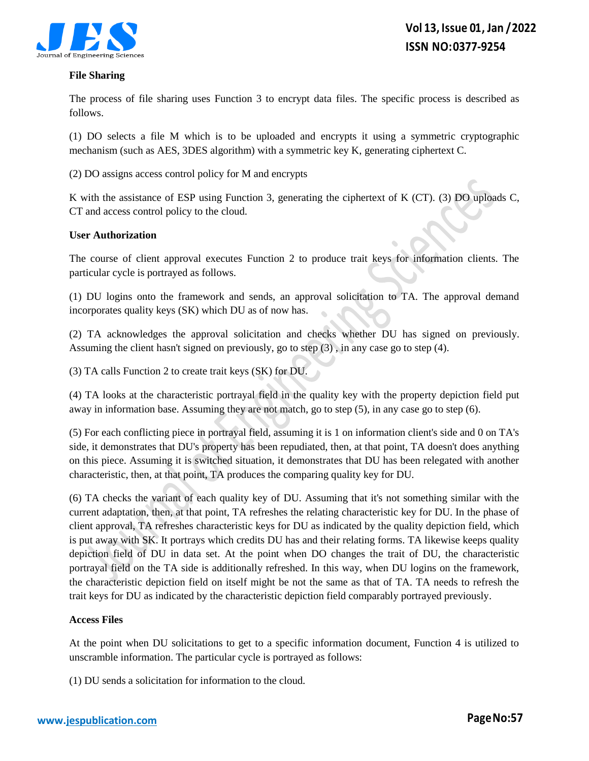**File Sharing**

The process of file sharing uses Function 3 to encrypt data files. The specific process is described as follows.

(1) DO selects a file M which is to be uploaded and encrypts it using a symmetric cryptographic mechanism (such as AES, 3DES algorithm) with a symmetric key K, generating ciphertext C.

(2) DO assigns access control policy for M and encrypts

K with the assistance of ESP using Function 3, generating the ciphertext of K (CT). (3) DO uploads C, CT and access control policy to the cloud.

**User Authorization**

The course of client approval executes Function 2 to produce trait keys for information clients. The particular cycle is portrayed as follows.

(1) DU logins onto the framework and sends, an approval solicitation to TA. The approval demand incorporates quality keys (SK) which DU as of now has.

(2) TA acknowledges the approval solicitation and checks whether DU has signed on previously. Assuming the client hasn't signed on previously, go to step (3) , in any case go to step (4).

(3) TA calls Function 2 to create trait keys (SK) for DU.

(4) TA looks at the characteristic portrayal field in the quality key with the property depiction field put away in information base. Assuming they are not match, go to step (5), in any case go to step (6).

(5) For each conflicting piece in portrayal field, assuming it is 1 on information client's side and 0 on TA's side, it demonstrates that DU's property has been repudiated, then, at that point, TA doesn't does anything on this piece. Assuming it is switched situation, it demonstrates that DU has been relegated with another characteristic, then, at that point, TA produces the comparing quality key for DU.

(6) TA checks the variant of each quality key of DU. Assuming that it's not something similar with the current adaptation, then, at that point, TA refreshes the relating characteristic key for DU. In the phase of client approval, TA refreshes characteristic keys for DU as indicated by the quality depiction field, which is put away with SK. It portrays which credits DU has and their relating forms. TA likewise keeps quality depiction field of DU in data set. At the point when DO changes the trait of DU, the characteristic portrayal field on the TA side is additionally refreshed. In this way, when DU logins on the framework, the characteristic depiction field on itself might be not the same as that of TA. TA needs to refresh the trait keys for DU as indicated by the characteristic depiction field comparably portrayed previously.

**Access Files**

At the point when DU solicitations to get to a specific information document, Function 4 is utilized to unscramble information. The particular cycle is portrayed as follows:

(1) DU sends a solicitation for information to the cloud.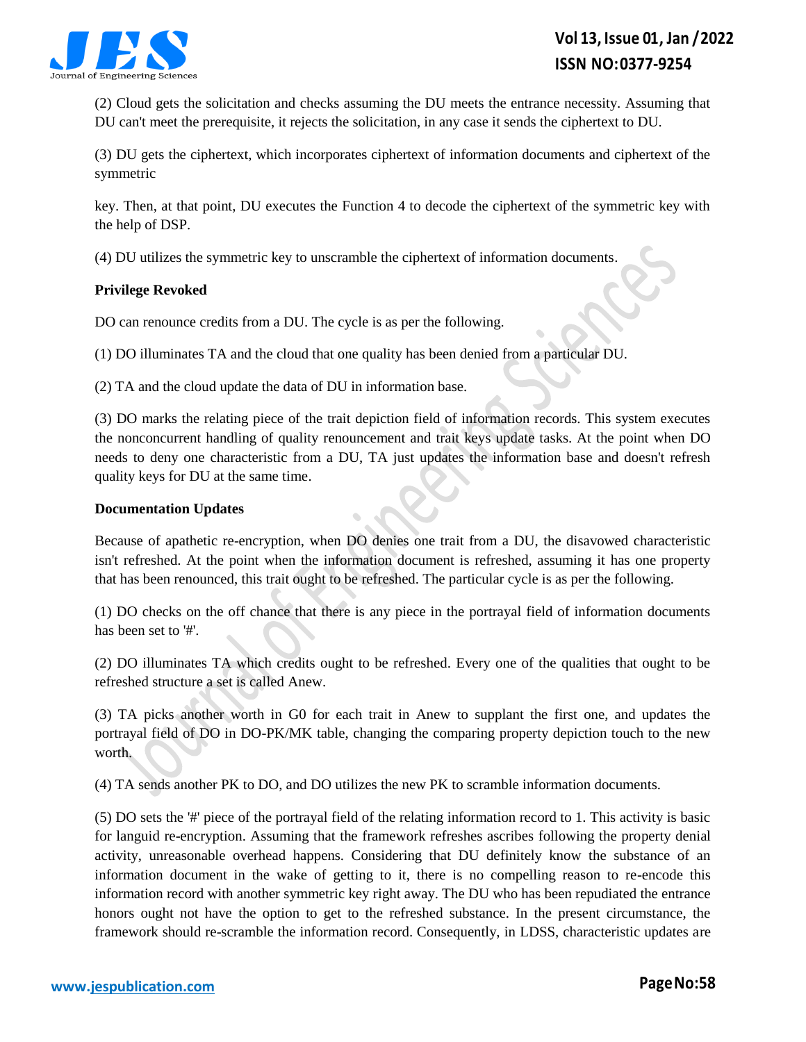(2) Cloud gets the solicitation and checks assuming the DU meets the entrance necessity. Assuming that DU can't meet the prerequisite, it rejects the solicitation, in any case it sends the ciphertext to DU.

(3) DU gets the ciphertext, which incorporates ciphertext of information documents and ciphertext of the symmetric

key. Then, at that point, DU executes the Function 4 to decode the ciphertext of the symmetric key with the help of DSP.

(4) DU utilizes the symmetric key to unscramble the ciphertext of information documents.

**Privilege Revoked**

DO can renounce credits from a DU. The cycle is as per the following.

(1) DO illuminates TA and the cloud that one quality has been denied from a particular DU.

(2) TA and the cloud update the data of DU in information base.

(3) DO marks the relating piece of the trait depiction field of information records. This system executes the nonconcurrent handling of quality renouncement and trait keys update tasks. At the point when DO needs to deny one characteristic from a DU, TA just updates the information base and doesn't refresh quality keys for DU at the same time.

**Documentation Updates**

Because of apathetic re-encryption, when DO denies one trait from a DU, the disavowed characteristic isn't refreshed. At the point when the information document is refreshed, assuming it has one property that has been renounced, this trait ought to be refreshed. The particular cycle is as per the following.

(1) DO checks on the off chance that there is any piece in the portrayal field of information documents has been set to '#'.

(2) DO illuminates TA which credits ought to be refreshed. Every one of the qualities that ought to be refreshed structure a set is called Anew.

(3) TA picks another worth in G0 for each trait in Anew to supplant the first one, and updates the portrayal field of DO in DO-PK/MK table, changing the comparing property depiction touch to the new worth.

(4) TA sends another PK to DO, and DO utilizes the new PK to scramble information documents.

(5) DO sets the '#' piece of the portrayal field of the relating information record to 1. This activity is basic for languid re-encryption. Assuming that the framework refreshes ascribes following the property denial activity, unreasonable overhead happens. Considering that DU definitely know the substance of an information document in the wake of getting to it, there is no compelling reason to re-encode this information record with another symmetric key right away. The DU who has been repudiated the entrance honors ought not have the option to get to the refreshed substance. In the present circumstance, the framework should re-scramble the information record. Consequently, in LDSS, characteristic updates are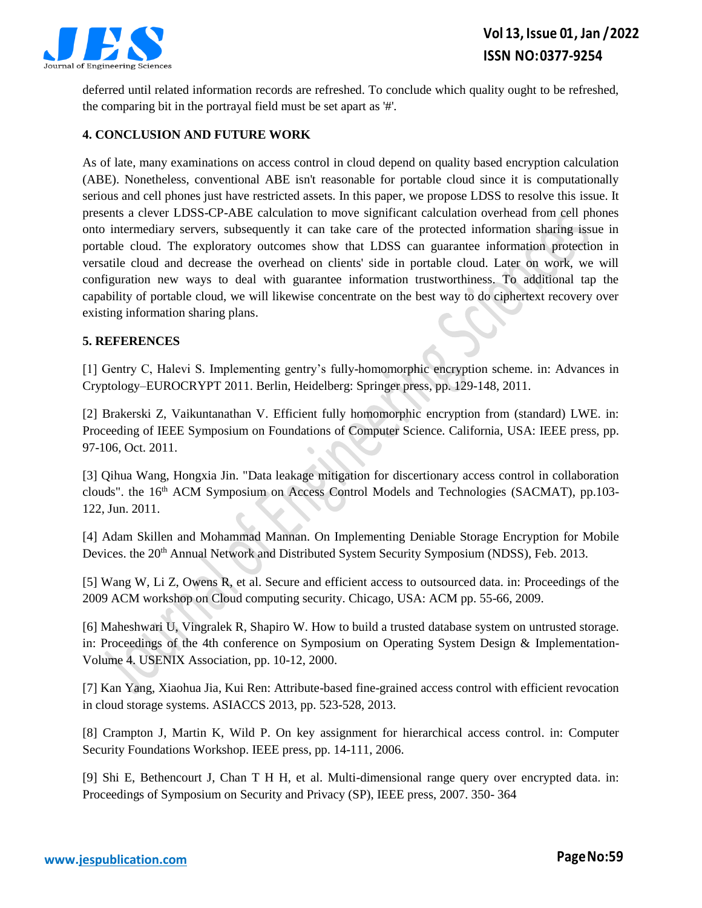deferred until related information records are refreshed. To conclude which quality ought to be refreshed, the comparing bit in the portrayal field must be set apart as '#'.

## 4. CONCLUSION AND FUTURE WORK

As of late, many examinations on access control in cloud depend on quality based encryption calculation (ABE). Nonetheless, conventional ABE isn't reasonable for portable cloud since it is computationally serious and cell phones just have restricted assets. In this paper, we propose LDSS to resolve this issue. It presents a clever LDSS-CP-ABE calculation to move significant calculation overhead from cell phones onto intermediary servers, subsequently it can take care of the protected information sharing issue in portable cloud. The exploratory outcomes show that LDSS can guarantee information protection in versatile cloud and decrease the overhead on clients' side in portable cloud. Later on work, we will configuration new ways to deal with guarantee information trustworthiness. To additional tap the capability of portable cloud, we will likewise concentrate on the best way to do ciphertext recovery over existing information sharing plans.

## 5. REFERENCES

[1] Gentry C, Halevi S. Implementing gentry's fully-homomorphic encryption scheme. in: Advances in Cryptology–EUROCRYPT 2011. Berlin, Heidelberg: Springer press, pp. 129-148, 2011.

[2] Brakerski Z, Vaikuntanathan V. Efficient fully homomorphic encryption from (standard) LWE. in: Proceeding of IEEE Symposium on Foundations of Computer Science. California, USA: IEEE press, pp. 97-106, Oct. 2011.

[3] Qihua Wang, Hongxia Jin. "Data leakage mitigation for discertionary access control in collaboration clouds". the 16th ACM Symposium on Access Control Models and Technologies (SACMAT), pp.103-122, Jun. 2011.

[4] Adam Skillen and Mohammad Mannan. On Implementing Deniable Storage Encryption for Mobile Devices. the 20th Annual Network and Distributed System Security Symposium (NDSS), Feb. 2013.

[5] Wang W, Li Z, Owens R, et al. Secure and efficient access to outsourced data. in: Proceedings of the 2009 ACM workshop on Cloud computing security. Chicago, USA: ACM pp. 55-66, 2009.

[6] Maheshwari U, Vingralek R, Shapiro W. How to build a trusted database system on untrusted storage. in: Proceedings of the 4th conference on Symposium on Operating System Design & Implementation-Volume 4. USENIX Association, pp. 10-12, 2000.

[7] Kan Yang, Xiaohua Jia, Kui Ren: Attribute-based fine-grained access control with efficient revocation in cloud storage systems. ASIACCS 2013, pp. 523-528, 2013.

[8] Crampton J, Martin K, Wild P. On key assignment for hierarchical access control. in: Computer Security Foundations Workshop. IEEE press, pp. 14-111, 2006.

[9] Shi E, Bethencourt J, Chan T H H, et al. Multi-dimensional range query over encrypted data. in: Proceedings of Symposium on Security and Privacy (SP), IEEE press, 2007. 350- 364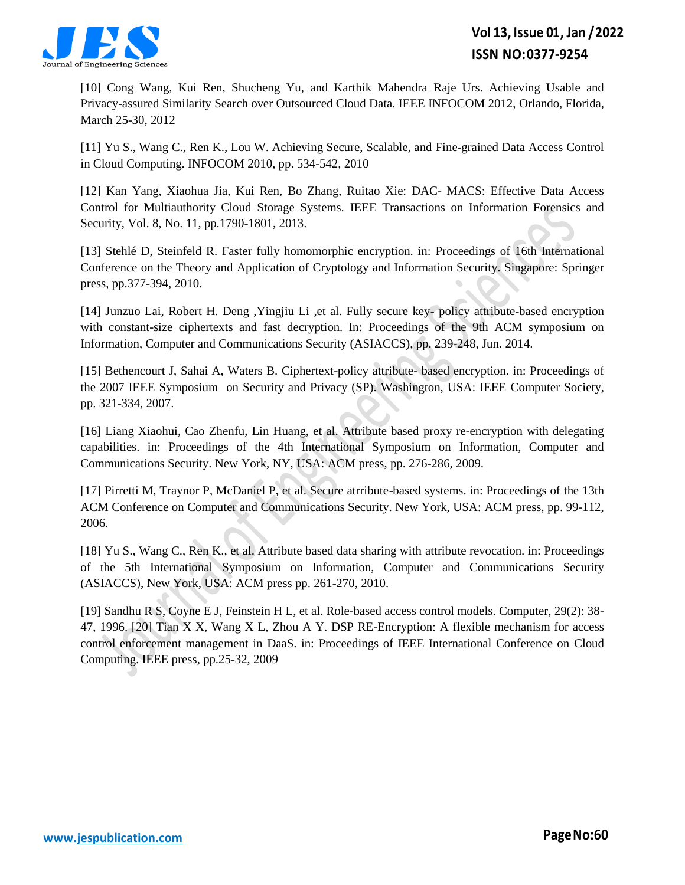[10] Cong Wang, Kui Ren, Shucheng Yu, and Karthik Mahendra Raje Urs. Achieving Usable and Privacy-assured Similarity Search over Outsourced Cloud Data. IEEE INFOCOM 2012, Orlando, Florida, March 25-30, 2012

[11] Yu S., Wang C., Ren K., Lou W. Achieving Secure, Scalable, and Fine-grained Data Access Control in Cloud Computing. INFOCOM 2010, pp. 534-542, 2010

[12] Kan Yang, Xiaohua Jia, Kui Ren, Bo Zhang, Ruitao Xie: DAC- MACS: Effective Data Access Control for Multiauthority Cloud Storage Systems. IEEE Transactions on Information Forensics and Security, Vol. 8, No. 11, pp.1790-1801, 2013.

[13] Stehlé D, Steinfeld R. Faster fully homomorphic encryption. in: Proceedings of 16th International Conference on the Theory and Application of Cryptology and Information Security. Singapore: Springer press, pp.377-394, 2010.

[14] Junzuo Lai, Robert H. Deng ,Yingjiu Li ,et al. Fully secure key- policy attribute-based encryption with constant-size ciphertexts and fast decryption. In: Proceedings of the 9th ACM symposium on Information, Computer and Communications Security (ASIACCS), pp. 239-248, Jun. 2014.

[15] Bethencourt J, Sahai A, Waters B. Ciphertext-policy attribute- based encryption. in: Proceedings of the 2007 IEEE Symposium on Security and Privacy (SP). Washington, USA: IEEE Computer Society, pp. 321-334, 2007.

[16] Liang Xiaohui, Cao Zhenfu, Lin Huang, et al. Attribute based proxy re-encryption with delegating capabilities. in: Proceedings of the 4th International Symposium on Information, Computer and Communications Security. New York, NY, USA: ACM press, pp. 276-286, 2009.

[17] Pirretti M, Traynor P, McDaniel P, et al. Secure atrribute-based systems. in: Proceedings of the 13th ACM Conference on Computer and Communications Security. New York, USA: ACM press, pp. 99-112, 2006.

[18] Yu S., Wang C., Ren K., et al. Attribute based data sharing with attribute revocation. in: Proceedings of the 5th International Symposium on Information, Computer and Communications Security (ASIACCS), New York, USA: ACM press pp. 261-270, 2010.

[19] Sandhu R S, Coyne E J, Feinstein H L, et al. Role-based access control models. Computer, 29(2): 38-47, 1996. [20] Tian X X, Wang X L, Zhou A Y. DSP RE-Encryption: A flexible mechanism for access control enforcement management in DaaS. in: Proceedings of IEEE International Conference on Cloud Computing. IEEE press, pp.25-32, 2009